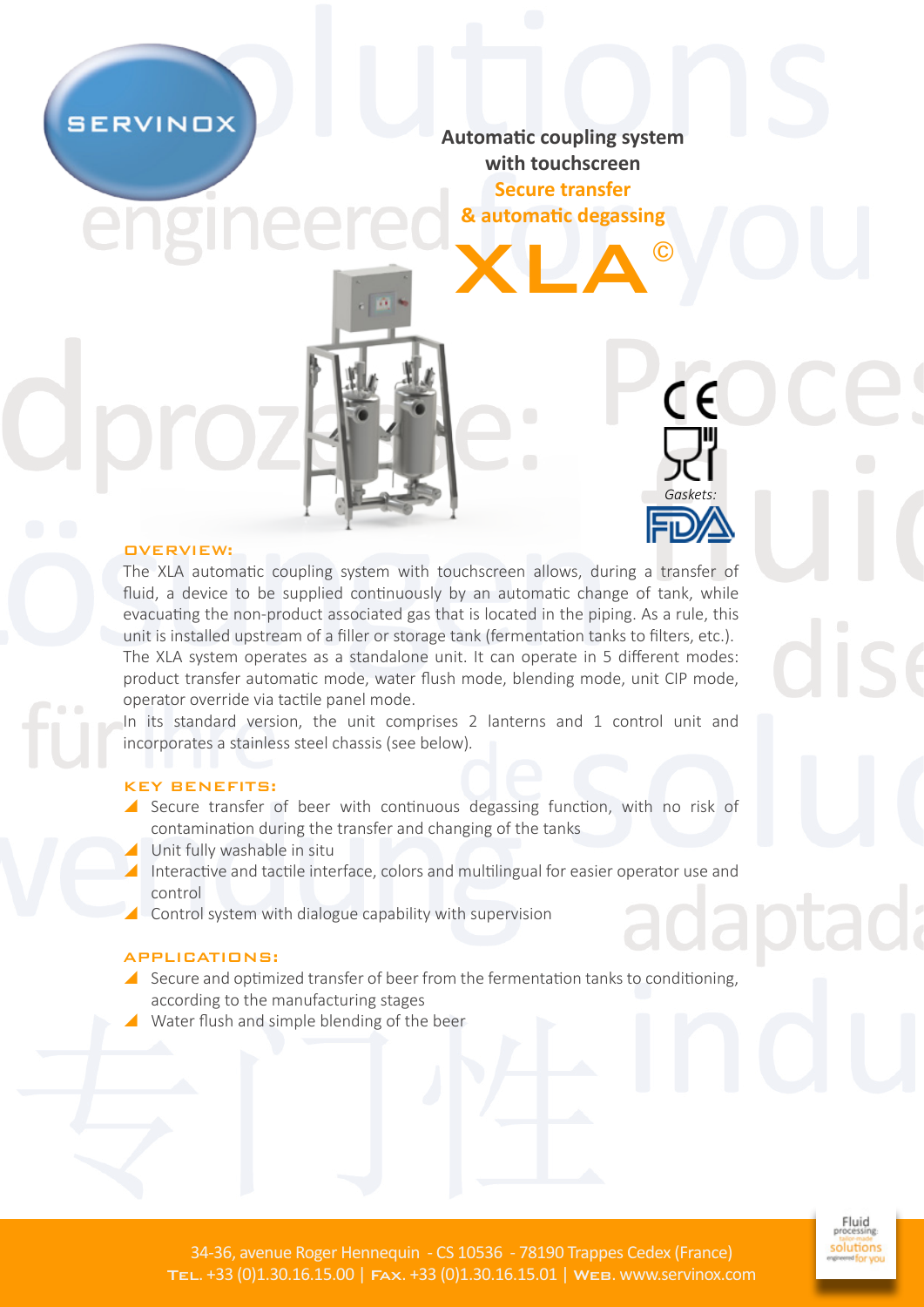SERVINOX

**Automatic coupling system with touchscreen**

**Secure transfer & automatic degassing**

# XLA©

Gaskets:

## OVERVIEW:

The XLA automatic coupling system with touchscreen allows, during a transfer of fluid, a device to be supplied continuously by an automatic change of tank, while evacuating the non-product associated gas that is located in the piping. As a rule, this unit is installed upstream of a filler or storage tank (fermentation tanks to filters, etc.). The XLA system operates as a standalone unit. It can operate in 5 different modes: product transfer automatic mode, water flush mode, blending mode, unit CIP mode, operator override via tactile panel mode.

In its standard version, the unit comprises 2 lanterns and 1 control unit and incorporates a stainless steel chassis (see below).

## KEY BENEFITS:

- Secure transfer of beer with continuous degassing function, with no risk of contamination during the transfer and changing of the tanks
- Unit fully washable in situ
- Interactive and tactile interface, colors and multilingual for easier operator use and control
- Control system with dialogue capability with supervision

## APPLICATIONS:

- Secure and optimized transfer of beer from the fermentation tanks to conditioning, according to the manufacturing stages
- Water flush and simple blending of the beer

34-36, avenue Roger Hennequin - CS 10536 - 78190 Trappes Cedex (France)
TEL. +33 (0)1.30.16.15.00 | FAX. +33 (0)1.30.16.15.01 | WEB. www.servinox.com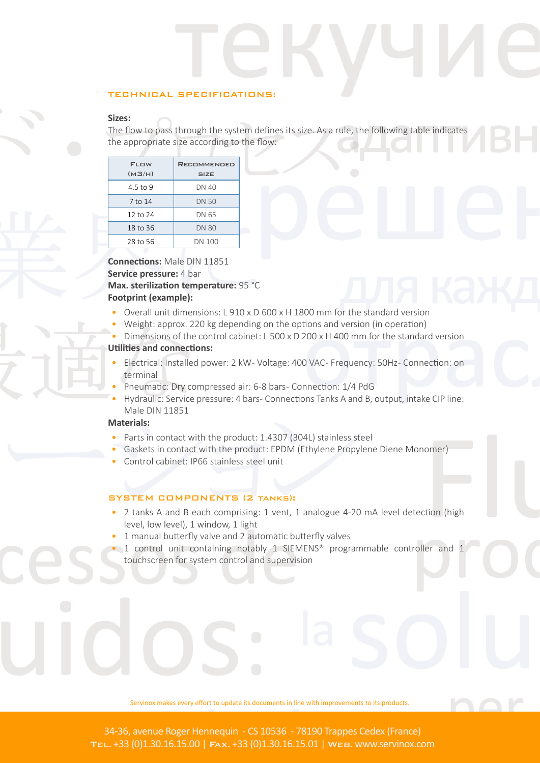## TECHNICAL SPECIFICATIONS:

**Sizes:**
The flow to pass through the system defines its size. As a rule, the following table indicates the appropriate size according to the flow:

| Flow (m3/h) | Recommended size |
|---|---|
| 4.5 to 9 | DN 40 |
| 7 to 14 | DN 50 |
| 12 to 24 | DN 65 |
| 18 to 36 | DN 80 |
| 28 to 56 | DN 100 |

**Connections:** Male DIN 11851
**Service pressure:** 4 bar
**Max. sterilization temperature:** 95 °C
**Footprint (example):**

- Overall unit dimensions: L 910 x D 600 x H 1800 mm for the standard version
- Weight: approx. 220 kg depending on the options and version (in operation)
- Dimensions of the control cabinet: L 500 x D 200 x H 400 mm for the standard version

**Utilities and connections:**

- Electrical: Installed power: 2 kW- Voltage: 400 VAC- Frequency: 50Hz- Connection: on terminal
- Pneumatic: Dry compressed air: 6-8 bars- Connection: 1/4 PdG
- Hydraulic: Service pressure: 4 bars- Connections Tanks A and B, output, intake CIP line: Male DIN 11851

**Materials:**

- Parts in contact with the product: 1.4307 (304L) stainless steel
- Gaskets in contact with the product: EPDM (Ethylene Propylene Diene Monomer)
- Control cabinet: IP66 stainless steel unit

## SYSTEM COMPONENTS (2 TANKS):

- 2 tanks A and B each comprising: 1 vent, 1 analogue 4-20 mA level detection (high level, low level), 1 window, 1 light
- 1 manual butterfly valve and 2 automatic butterfly valves
- 1 control unit containing notably 1 SIEMENS® programmable controller and 1 touchscreen for system control and supervision

Servinox makes every effort to update its documents in line with improvements to its products.

34-36, avenue Roger Hennequin - CS 10536 - 78190 Trappes Cedex (France)
Tel. +33 (0)1.30.16.15.00 | Fax. +33 (0)1.30.16.15.01 | Web. www.servinox.com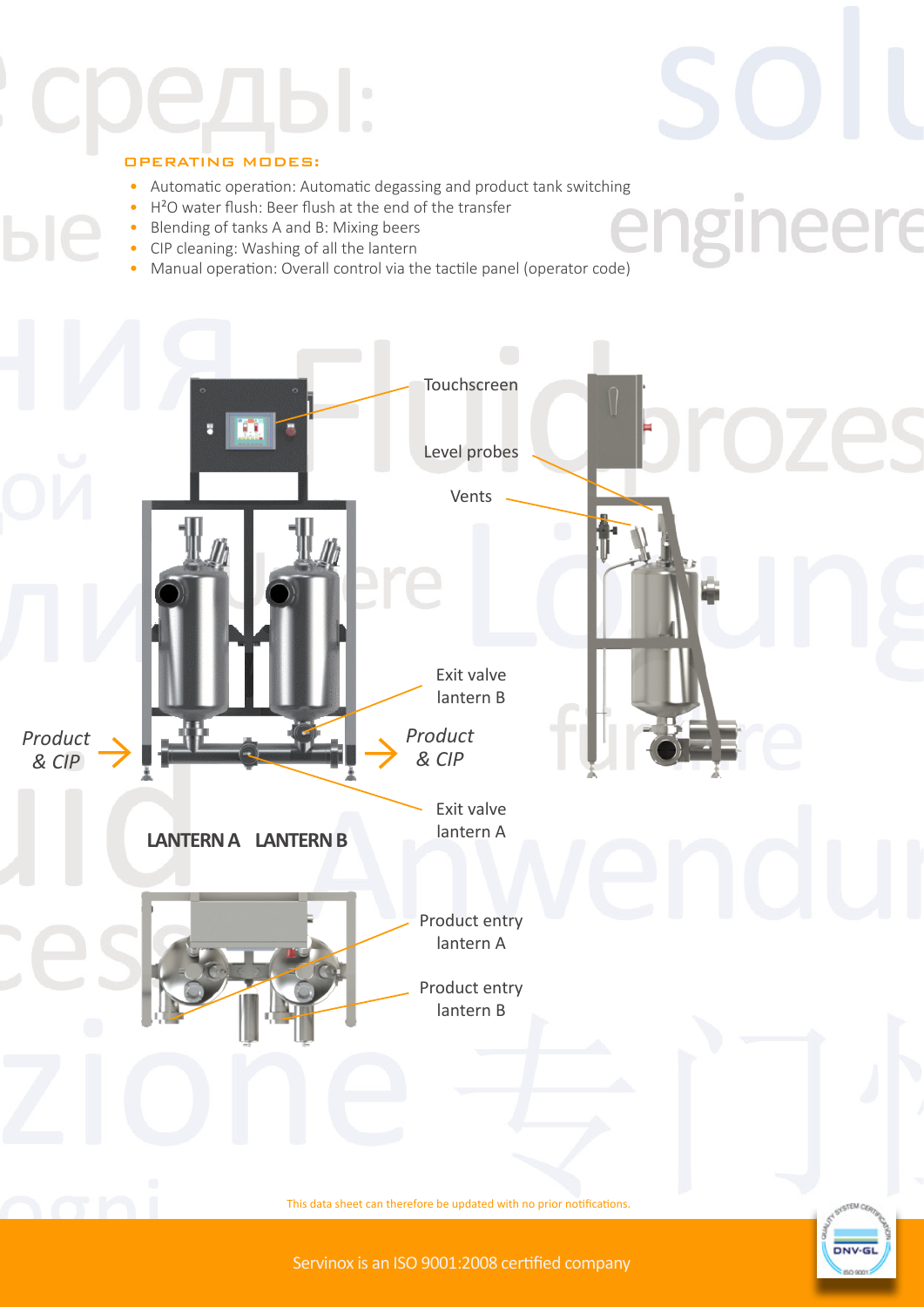## OPERATING MODES:

- Automatic operation: Automatic degassing and product tank switching
- $H^2O$ water flush: Beer flush at the end of the transfer
- Blending of tanks A and B: Mixing beers
- CIP cleaning: Washing of all the lantern
- Manual operation: Overall control via the tactile panel (operator code)

Touchscreen

Level probes

Vents

Exit valve lantern B

*Product & CIP*

*Product & CIP*

Exit valve lantern A

**LANTERN A LANTERN B**

Product entry lantern A

Product entry lantern B

This data sheet can therefore be updated with no prior notifications.

Servinox is an ISO 9001:2008 certified company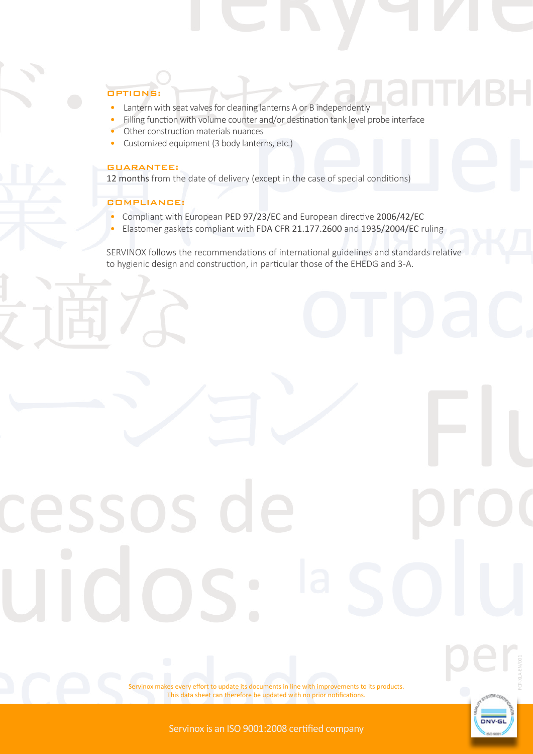## OPTIONS:

- Lantern with seat valves for cleaning lanterns A or B independently
- Filling function with volume counter and/or destination tank level probe interface
- Other construction materials nuances
- Customized equipment (3 body lanterns, etc.)

## GUARANTEE:

12 months from the date of delivery (except in the case of special conditions)

## COMPLIANCE:

- Compliant with European PED 97/23/EC and European directive 2006/42/EC
- Elastomer gaskets compliant with FDA CFR 21.177.2600 and 1935/2004/EC ruling

SERVINOX follows the recommendations of international guidelines and standards relative to hygienic design and construction, in particular those of the EHEDG and 3-A.

Servinox makes every effort to update its documents in line with improvements to its products.
This data sheet can therefore be updated with no prior notifications.

Servinox is an ISO 9001:2008 certified company